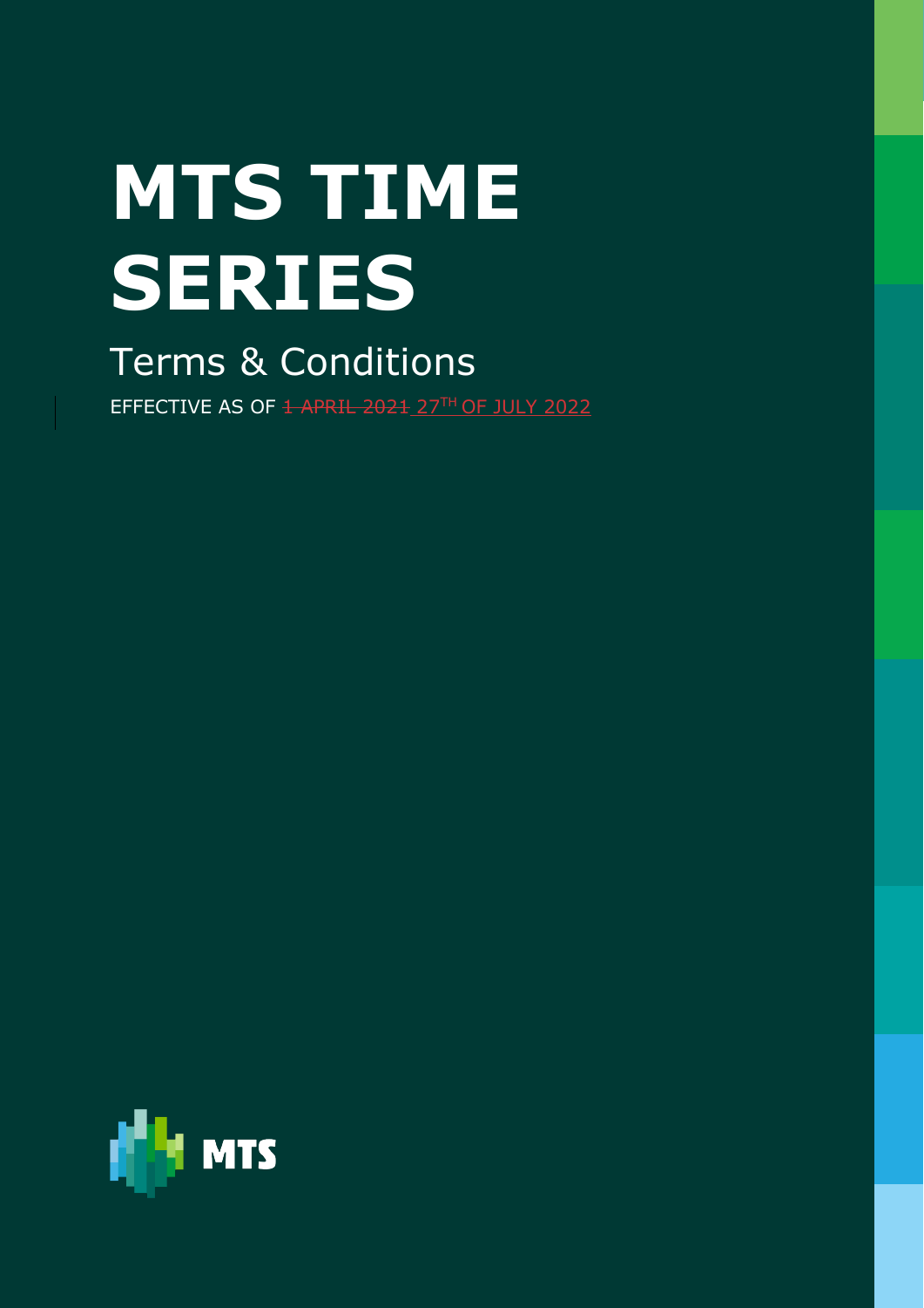# MTS TIME SERIES

## Terms & Conditions

EFFECTIVE AS OF ~~1 APRIL 2021~~ 27TH OF JULY 2022

MTS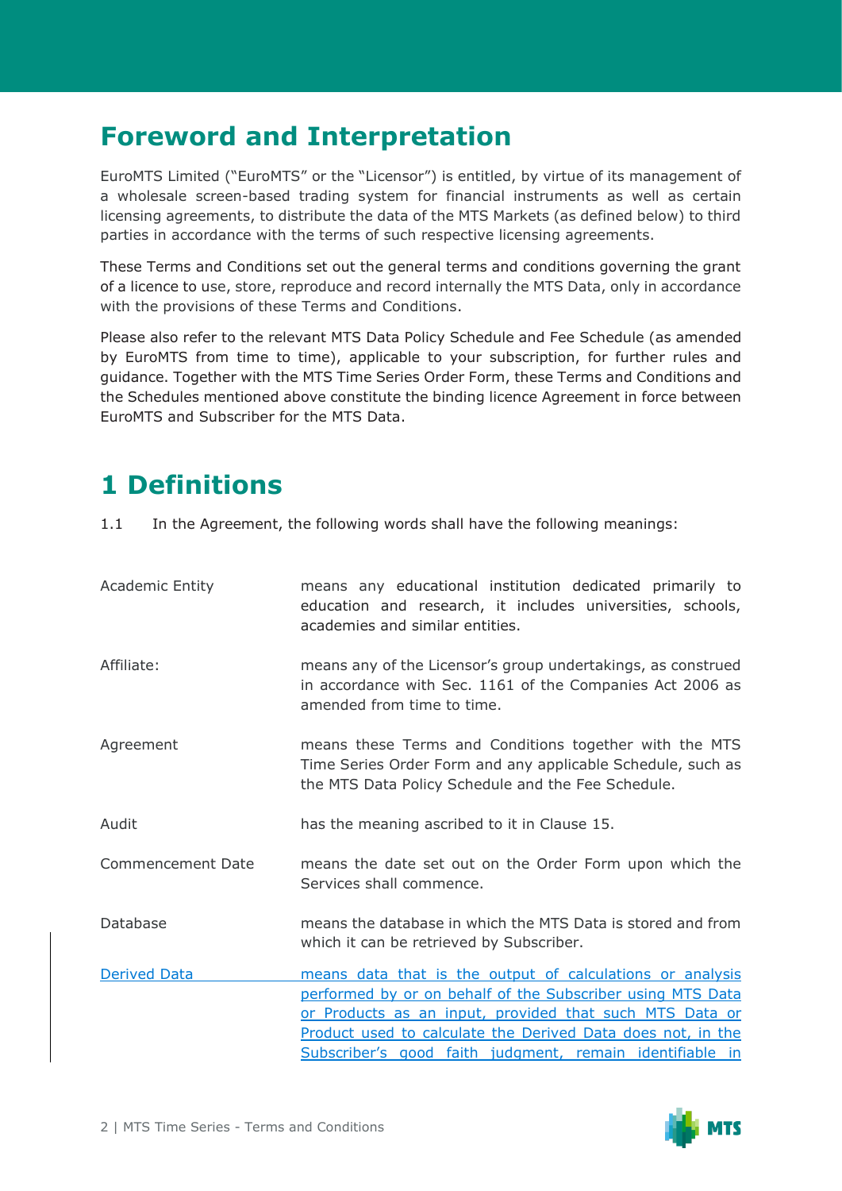# Foreword and Interpretation

EuroMTS Limited ("EuroMTS" or the "Licensor") is entitled, by virtue of its management of a wholesale screen-based trading system for financial instruments as well as certain licensing agreements, to distribute the data of the MTS Markets (as defined below) to third parties in accordance with the terms of such respective licensing agreements.

These Terms and Conditions set out the general terms and conditions governing the grant of a licence to use, store, reproduce and record internally the MTS Data, only in accordance with the provisions of these Terms and Conditions.

Please also refer to the relevant MTS Data Policy Schedule and Fee Schedule (as amended by EuroMTS from time to time), applicable to your subscription, for further rules and guidance. Together with the MTS Time Series Order Form, these Terms and Conditions and the Schedules mentioned above constitute the binding licence Agreement in force between EuroMTS and Subscriber for the MTS Data.

# 1 Definitions

1.1 In the Agreement, the following words shall have the following meanings:

| | |
|---|---|
| Academic Entity | means any educational institution dedicated primarily to education and research, it includes universities, schools, academies and similar entities. |
| Affiliate: | means any of the Licensor's group undertakings, as construed in accordance with Sec. 1161 of the Companies Act 2006 as amended from time to time. |
| Agreement | means these Terms and Conditions together with the MTS Time Series Order Form and any applicable Schedule, such as the MTS Data Policy Schedule and the Fee Schedule. |
| Audit | has the meaning ascribed to it in Clause 15. |
| Commencement Date | means the date set out on the Order Form upon which the Services shall commence. |
| Database | means the database in which the MTS Data is stored and from which it can be retrieved by Subscriber. |
| Derived Data | means data that is the output of calculations or analysis performed by or on behalf of the Subscriber using MTS Data or Products as an input, provided that such MTS Data or Product used to calculate the Derived Data does not, in the Subscriber's good faith judgment, remain identifiable in |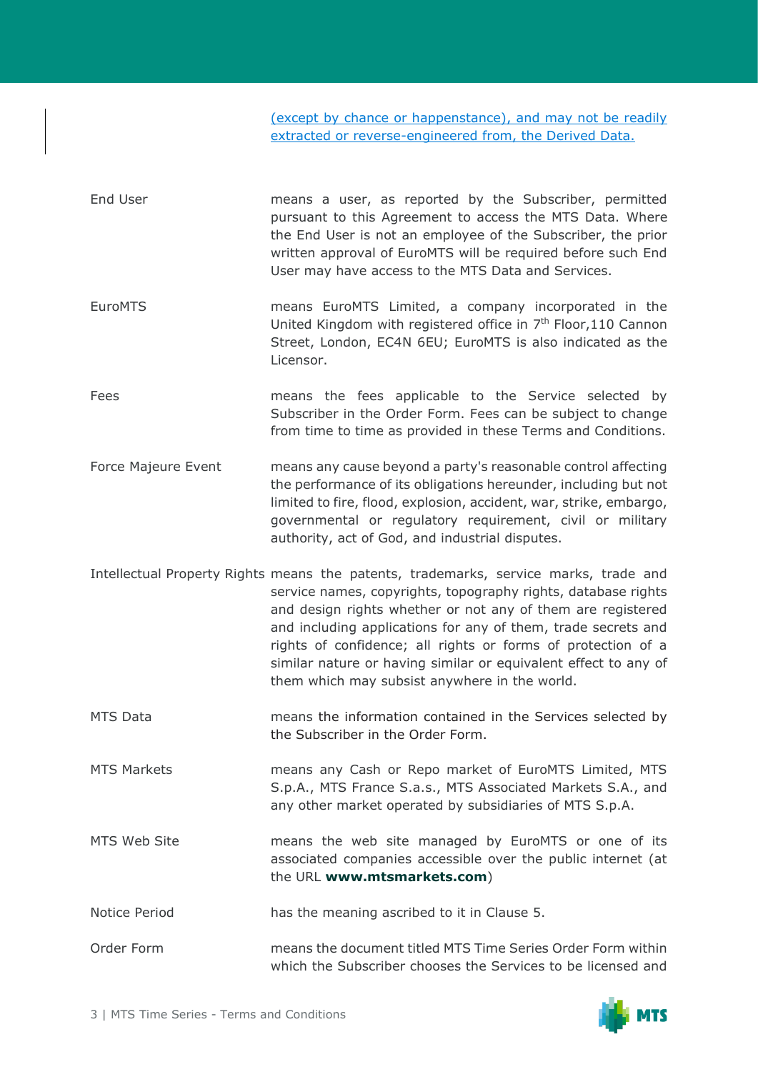(except by chance or happenstance), and may not be readily extracted or reverse-engineered from, the Derived Data.

| | |
|---|---|
| End User | means a user, as reported by the Subscriber, permitted pursuant to this Agreement to access the MTS Data. Where the End User is not an employee of the Subscriber, the prior written approval of EuroMTS will be required before such End User may have access to the MTS Data and Services. |
| EuroMTS | means EuroMTS Limited, a company incorporated in the United Kingdom with registered office in 7th Floor,110 Cannon Street, London, EC4N 6EU; EuroMTS is also indicated as the Licensor. |
| Fees | means the fees applicable to the Service selected by Subscriber in the Order Form. Fees can be subject to change from time to time as provided in these Terms and Conditions. |
| Force Majeure Event | means any cause beyond a party's reasonable control affecting the performance of its obligations hereunder, including but not limited to fire, flood, explosion, accident, war, strike, embargo, governmental or regulatory requirement, civil or military authority, act of God, and industrial disputes. |
| Intellectual Property Rights | means the patents, trademarks, service marks, trade and service names, copyrights, topography rights, database rights and design rights whether or not any of them are registered and including applications for any of them, trade secrets and rights of confidence; all rights or forms of protection of a similar nature or having similar or equivalent effect to any of them which may subsist anywhere in the world. |
| MTS Data | means the information contained in the Services selected by the Subscriber in the Order Form. |
| MTS Markets | means any Cash or Repo market of EuroMTS Limited, MTS S.p.A., MTS France S.a.s., MTS Associated Markets S.A., and any other market operated by subsidiaries of MTS S.p.A. |
| MTS Web Site | means the web site managed by EuroMTS or one of its associated companies accessible over the public internet (at the URL **www.mtsmarkets.com**) |
| Notice Period | has the meaning ascribed to it in Clause 5. |
| Order Form | means the document titled MTS Time Series Order Form within which the Subscriber chooses the Services to be licensed and |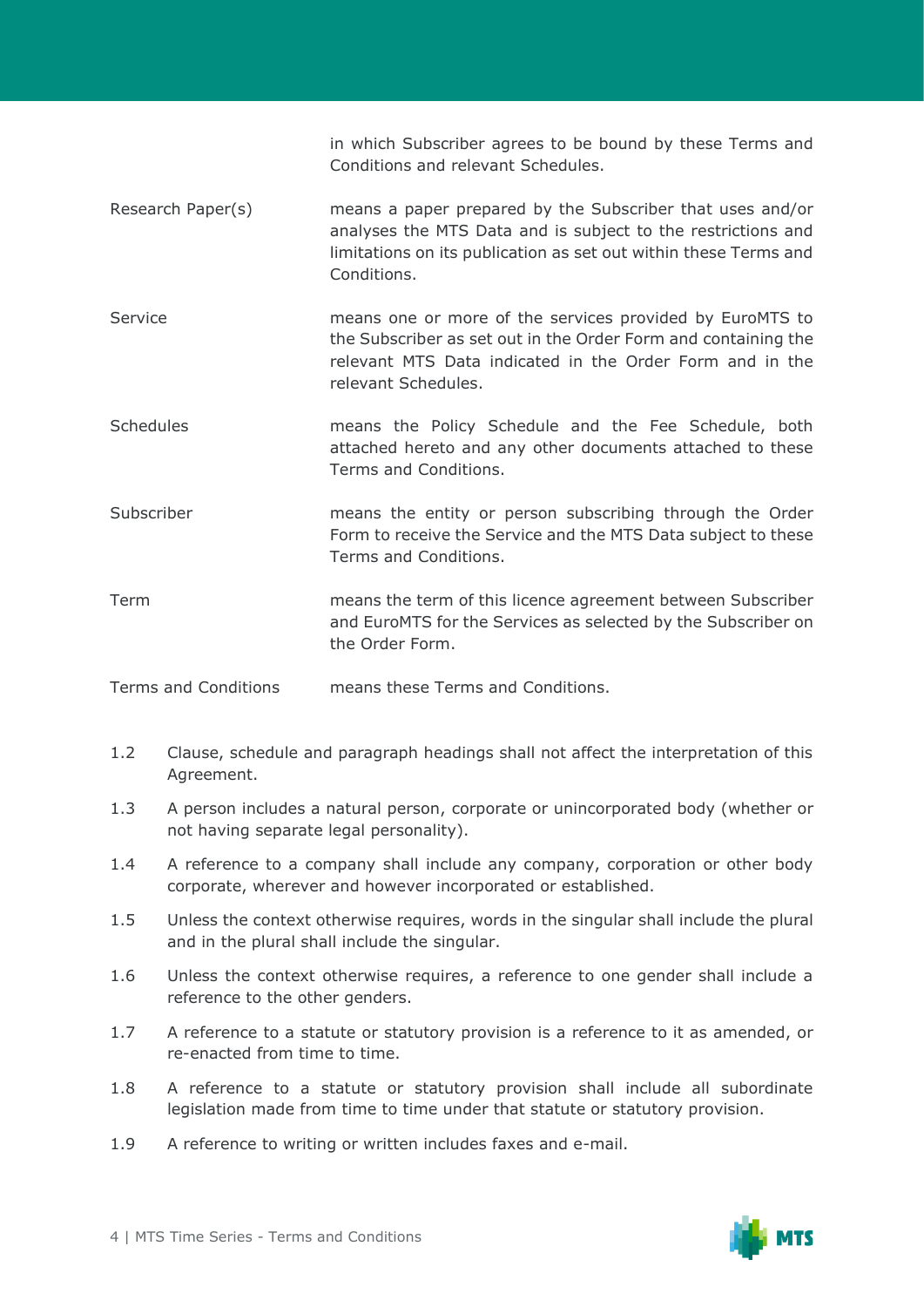| | |
|---|---|
| | in which Subscriber agrees to be bound by these Terms and Conditions and relevant Schedules. |
| Research Paper(s) | means a paper prepared by the Subscriber that uses and/or analyses the MTS Data and is subject to the restrictions and limitations on its publication as set out within these Terms and Conditions. |
| Service | means one or more of the services provided by EuroMTS to the Subscriber as set out in the Order Form and containing the relevant MTS Data indicated in the Order Form and in the relevant Schedules. |
| Schedules | means the Policy Schedule and the Fee Schedule, both attached hereto and any other documents attached to these Terms and Conditions. |
| Subscriber | means the entity or person subscribing through the Order Form to receive the Service and the MTS Data subject to these Terms and Conditions. |
| Term | means the term of this licence agreement between Subscriber and EuroMTS for the Services as selected by the Subscriber on the Order Form. |
| Terms and Conditions | means these Terms and Conditions. |

1.2 Clause, schedule and paragraph headings shall not affect the interpretation of this Agreement.

1.3 A person includes a natural person, corporate or unincorporated body (whether or not having separate legal personality).

1.4 A reference to a company shall include any company, corporation or other body corporate, wherever and however incorporated or established.

1.5 Unless the context otherwise requires, words in the singular shall include the plural and in the plural shall include the singular.

1.6 Unless the context otherwise requires, a reference to one gender shall include a reference to the other genders.

1.7 A reference to a statute or statutory provision is a reference to it as amended, or re-enacted from time to time.

1.8 A reference to a statute or statutory provision shall include all subordinate legislation made from time to time under that statute or statutory provision.

1.9 A reference to writing or written includes faxes and e-mail.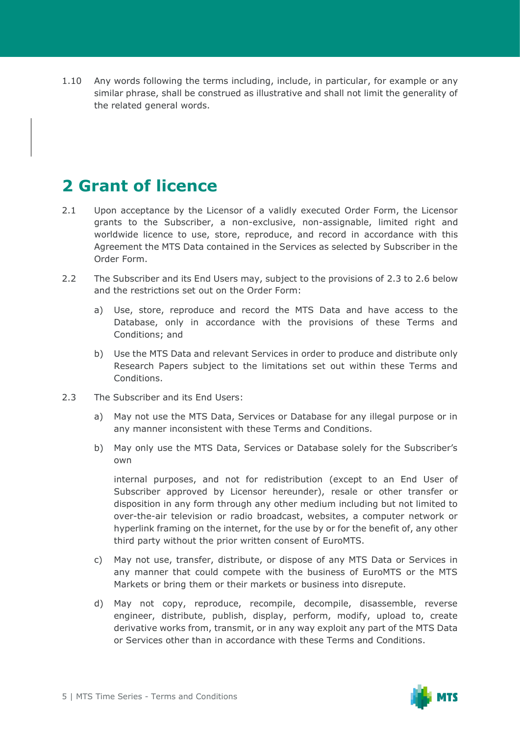1.10 Any words following the terms including, include, in particular, for example or any similar phrase, shall be construed as illustrative and shall not limit the generality of the related general words.

# 2 Grant of licence

2.1 Upon acceptance by the Licensor of a validly executed Order Form, the Licensor grants to the Subscriber, a non-exclusive, non-assignable, limited right and worldwide licence to use, store, reproduce, and record in accordance with this Agreement the MTS Data contained in the Services as selected by Subscriber in the Order Form.

2.2 The Subscriber and its End Users may, subject to the provisions of 2.3 to 2.6 below and the restrictions set out on the Order Form:

   a) Use, store, reproduce and record the MTS Data and have access to the Database, only in accordance with the provisions of these Terms and Conditions; and

   b) Use the MTS Data and relevant Services in order to produce and distribute only Research Papers subject to the limitations set out within these Terms and Conditions.

2.3 The Subscriber and its End Users:

   a) May not use the MTS Data, Services or Database for any illegal purpose or in any manner inconsistent with these Terms and Conditions.

   b) May only use the MTS Data, Services or Database solely for the Subscriber's own

      internal purposes, and not for redistribution (except to an End User of Subscriber approved by Licensor hereunder), resale or other transfer or disposition in any form through any other medium including but not limited to over-the-air television or radio broadcast, websites, a computer network or hyperlink framing on the internet, for the use by or for the benefit of, any other third party without the prior written consent of EuroMTS.

   c) May not use, transfer, distribute, or dispose of any MTS Data or Services in any manner that could compete with the business of EuroMTS or the MTS Markets or bring them or their markets or business into disrepute.

   d) May not copy, reproduce, recompile, decompile, disassemble, reverse engineer, distribute, publish, display, perform, modify, upload to, create derivative works from, transmit, or in any way exploit any part of the MTS Data or Services other than in accordance with these Terms and Conditions.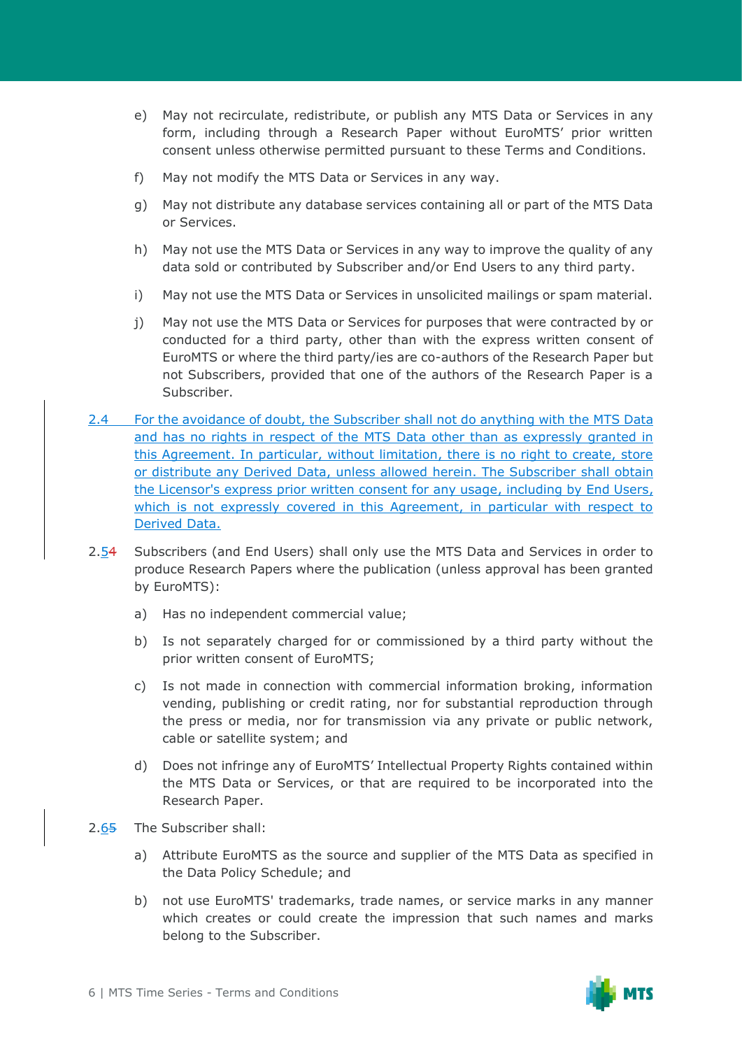e) May not recirculate, redistribute, or publish any MTS Data or Services in any form, including through a Research Paper without EuroMTS' prior written consent unless otherwise permitted pursuant to these Terms and Conditions.

f) May not modify the MTS Data or Services in any way.

g) May not distribute any database services containing all or part of the MTS Data or Services.

h) May not use the MTS Data or Services in any way to improve the quality of any data sold or contributed by Subscriber and/or End Users to any third party.

i) May not use the MTS Data or Services in unsolicited mailings or spam material.

j) May not use the MTS Data or Services for purposes that were contracted by or conducted for a third party, other than with the express written consent of EuroMTS or where the third party/ies are co-authors of the Research Paper but not Subscribers, provided that one of the authors of the Research Paper is a Subscriber.

2.4 For the avoidance of doubt, the Subscriber shall not do anything with the MTS Data and has no rights in respect of the MTS Data other than as expressly granted in this Agreement. In particular, without limitation, there is no right to create, store or distribute any Derived Data, unless allowed herein. The Subscriber shall obtain the Licensor's express prior written consent for any usage, including by End Users, which is not expressly covered in this Agreement, in particular with respect to Derived Data.

2.54 Subscribers (and End Users) shall only use the MTS Data and Services in order to produce Research Papers where the publication (unless approval has been granted by EuroMTS):

a) Has no independent commercial value;

b) Is not separately charged for or commissioned by a third party without the prior written consent of EuroMTS;

c) Is not made in connection with commercial information broking, information vending, publishing or credit rating, nor for substantial reproduction through the press or media, nor for transmission via any private or public network, cable or satellite system; and

d) Does not infringe any of EuroMTS' Intellectual Property Rights contained within the MTS Data or Services, or that are required to be incorporated into the Research Paper.

2.65 The Subscriber shall:

a) Attribute EuroMTS as the source and supplier of the MTS Data as specified in the Data Policy Schedule; and

b) not use EuroMTS' trademarks, trade names, or service marks in any manner which creates or could create the impression that such names and marks belong to the Subscriber.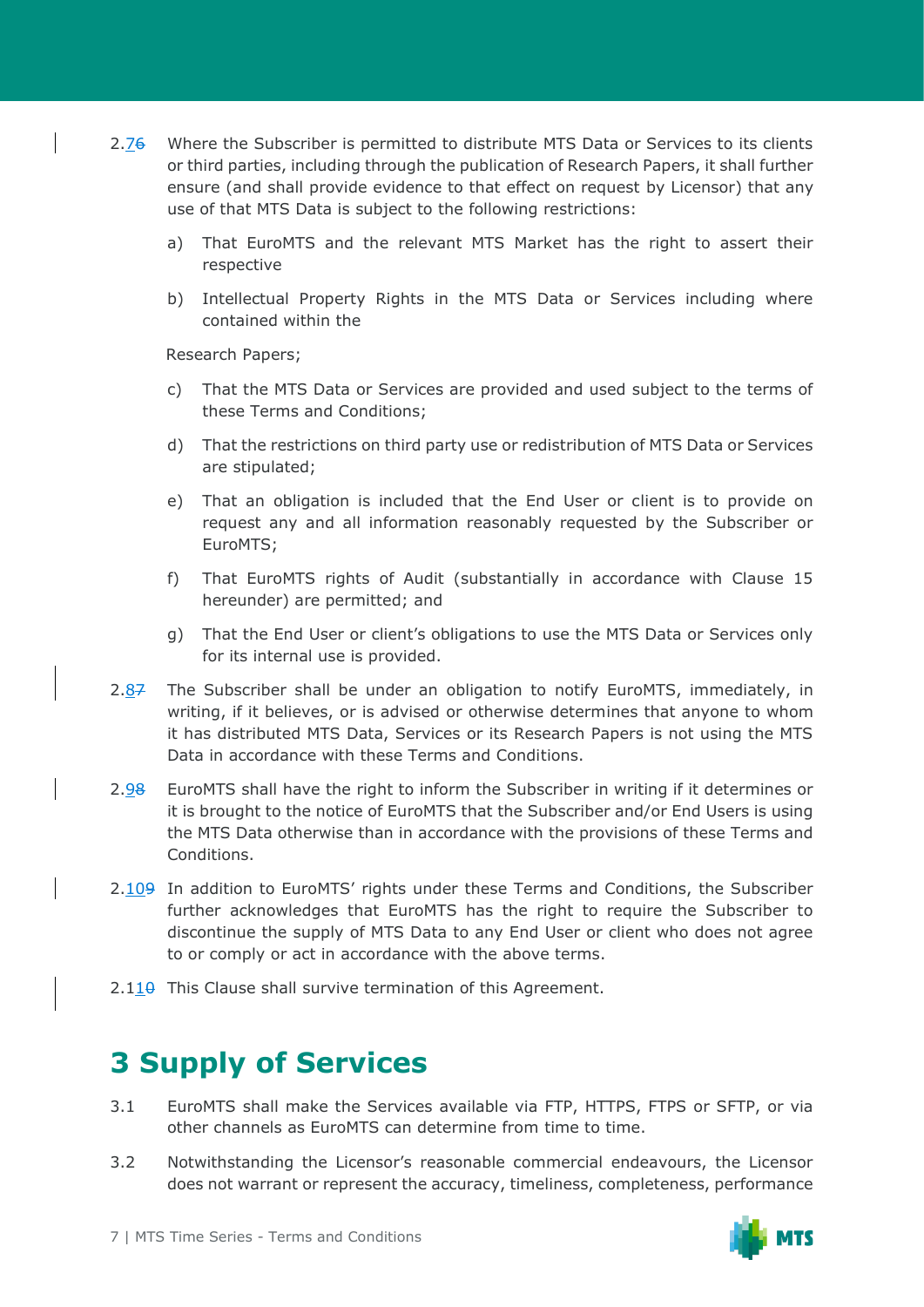2.76 Where the Subscriber is permitted to distribute MTS Data or Services to its clients or third parties, including through the publication of Research Papers, it shall further ensure (and shall provide evidence to that effect on request by Licensor) that any use of that MTS Data is subject to the following restrictions:

a) That EuroMTS and the relevant MTS Market has the right to assert their respective

b) Intellectual Property Rights in the MTS Data or Services including where contained within the

Research Papers;

c) That the MTS Data or Services are provided and used subject to the terms of these Terms and Conditions;

d) That the restrictions on third party use or redistribution of MTS Data or Services are stipulated;

e) That an obligation is included that the End User or client is to provide on request any and all information reasonably requested by the Subscriber or EuroMTS;

f) That EuroMTS rights of Audit (substantially in accordance with Clause 15 hereunder) are permitted; and

g) That the End User or client's obligations to use the MTS Data or Services only for its internal use is provided.

2.87 The Subscriber shall be under an obligation to notify EuroMTS, immediately, in writing, if it believes, or is advised or otherwise determines that anyone to whom it has distributed MTS Data, Services or its Research Papers is not using the MTS Data in accordance with these Terms and Conditions.

2.98 EuroMTS shall have the right to inform the Subscriber in writing if it determines or it is brought to the notice of EuroMTS that the Subscriber and/or End Users is using the MTS Data otherwise than in accordance with the provisions of these Terms and Conditions.

2.109 In addition to EuroMTS' rights under these Terms and Conditions, the Subscriber further acknowledges that EuroMTS has the right to require the Subscriber to discontinue the supply of MTS Data to any End User or client who does not agree to or comply or act in accordance with the above terms.

2.110 This Clause shall survive termination of this Agreement.

# 3 Supply of Services

3.1 EuroMTS shall make the Services available via FTP, HTTPS, FTPS or SFTP, or via other channels as EuroMTS can determine from time to time.

3.2 Notwithstanding the Licensor's reasonable commercial endeavours, the Licensor does not warrant or represent the accuracy, timeliness, completeness, performance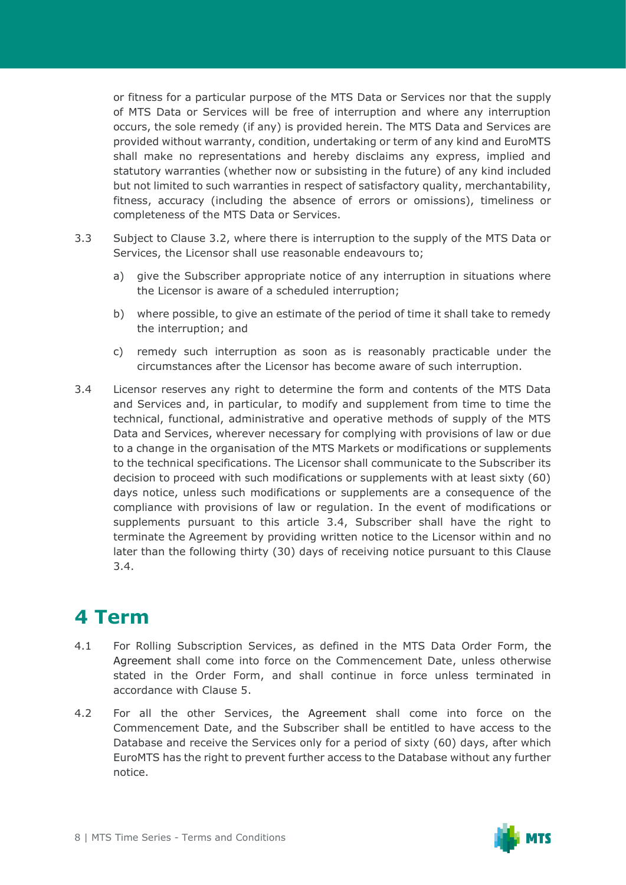or fitness for a particular purpose of the MTS Data or Services nor that the supply of MTS Data or Services will be free of interruption and where any interruption occurs, the sole remedy (if any) is provided herein. The MTS Data and Services are provided without warranty, condition, undertaking or term of any kind and EuroMTS shall make no representations and hereby disclaims any express, implied and statutory warranties (whether now or subsisting in the future) of any kind included but not limited to such warranties in respect of satisfactory quality, merchantability, fitness, accuracy (including the absence of errors or omissions), timeliness or completeness of the MTS Data or Services.

3.3 Subject to Clause 3.2, where there is interruption to the supply of the MTS Data or Services, the Licensor shall use reasonable endeavours to;

a) give the Subscriber appropriate notice of any interruption in situations where the Licensor is aware of a scheduled interruption;

b) where possible, to give an estimate of the period of time it shall take to remedy the interruption; and

c) remedy such interruption as soon as is reasonably practicable under the circumstances after the Licensor has become aware of such interruption.

3.4 Licensor reserves any right to determine the form and contents of the MTS Data and Services and, in particular, to modify and supplement from time to time the technical, functional, administrative and operative methods of supply of the MTS Data and Services, wherever necessary for complying with provisions of law or due to a change in the organisation of the MTS Markets or modifications or supplements to the technical specifications. The Licensor shall communicate to the Subscriber its decision to proceed with such modifications or supplements with at least sixty (60) days notice, unless such modifications or supplements are a consequence of the compliance with provisions of law or regulation. In the event of modifications or supplements pursuant to this article 3.4, Subscriber shall have the right to terminate the Agreement by providing written notice to the Licensor within and no later than the following thirty (30) days of receiving notice pursuant to this Clause 3.4.

# 4 Term

4.1 For Rolling Subscription Services, as defined in the MTS Data Order Form, the Agreement shall come into force on the Commencement Date, unless otherwise stated in the Order Form, and shall continue in force unless terminated in accordance with Clause 5.

4.2 For all the other Services, the Agreement shall come into force on the Commencement Date, and the Subscriber shall be entitled to have access to the Database and receive the Services only for a period of sixty (60) days, after which EuroMTS has the right to prevent further access to the Database without any further notice.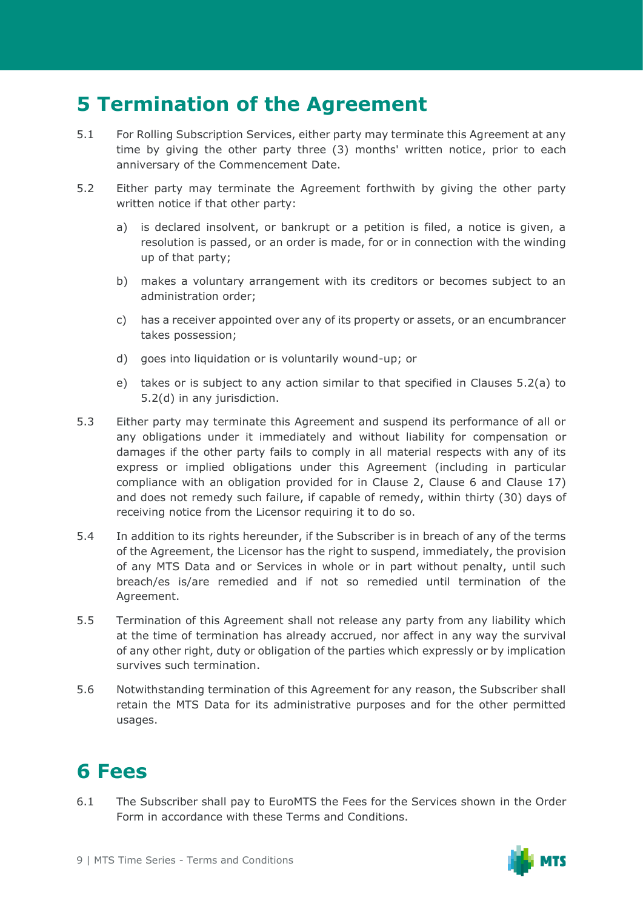# 5 Termination of the Agreement

5.1 For Rolling Subscription Services, either party may terminate this Agreement at any time by giving the other party three (3) months' written notice, prior to each anniversary of the Commencement Date.

5.2 Either party may terminate the Agreement forthwith by giving the other party written notice if that other party:

a) is declared insolvent, or bankrupt or a petition is filed, a notice is given, a resolution is passed, or an order is made, for or in connection with the winding up of that party;

b) makes a voluntary arrangement with its creditors or becomes subject to an administration order;

c) has a receiver appointed over any of its property or assets, or an encumbrancer takes possession;

d) goes into liquidation or is voluntarily wound-up; or

e) takes or is subject to any action similar to that specified in Clauses 5.2(a) to 5.2(d) in any jurisdiction.

5.3 Either party may terminate this Agreement and suspend its performance of all or any obligations under it immediately and without liability for compensation or damages if the other party fails to comply in all material respects with any of its express or implied obligations under this Agreement (including in particular compliance with an obligation provided for in Clause 2, Clause 6 and Clause 17) and does not remedy such failure, if capable of remedy, within thirty (30) days of receiving notice from the Licensor requiring it to do so.

5.4 In addition to its rights hereunder, if the Subscriber is in breach of any of the terms of the Agreement, the Licensor has the right to suspend, immediately, the provision of any MTS Data and or Services in whole or in part without penalty, until such breach/es is/are remedied and if not so remedied until termination of the Agreement.

5.5 Termination of this Agreement shall not release any party from any liability which at the time of termination has already accrued, nor affect in any way the survival of any other right, duty or obligation of the parties which expressly or by implication survives such termination.

5.6 Notwithstanding termination of this Agreement for any reason, the Subscriber shall retain the MTS Data for its administrative purposes and for the other permitted usages.

# 6 Fees

6.1 The Subscriber shall pay to EuroMTS the Fees for the Services shown in the Order Form in accordance with these Terms and Conditions.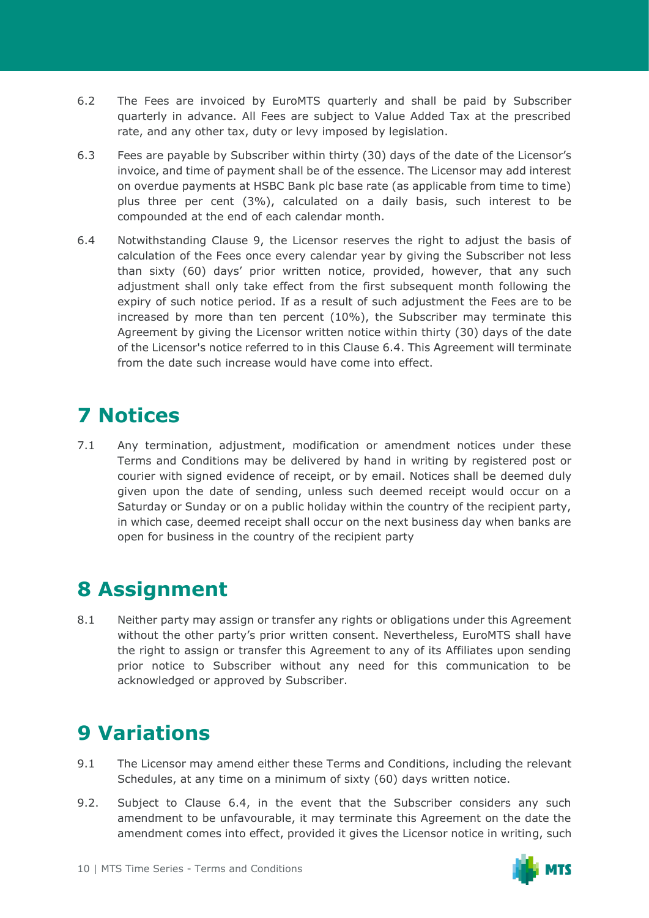6.2 The Fees are invoiced by EuroMTS quarterly and shall be paid by Subscriber quarterly in advance. All Fees are subject to Value Added Tax at the prescribed rate, and any other tax, duty or levy imposed by legislation.

6.3 Fees are payable by Subscriber within thirty (30) days of the date of the Licensor's invoice, and time of payment shall be of the essence. The Licensor may add interest on overdue payments at HSBC Bank plc base rate (as applicable from time to time) plus three per cent (3%), calculated on a daily basis, such interest to be compounded at the end of each calendar month.

6.4 Notwithstanding Clause 9, the Licensor reserves the right to adjust the basis of calculation of the Fees once every calendar year by giving the Subscriber not less than sixty (60) days' prior written notice, provided, however, that any such adjustment shall only take effect from the first subsequent month following the expiry of such notice period. If as a result of such adjustment the Fees are to be increased by more than ten percent (10%), the Subscriber may terminate this Agreement by giving the Licensor written notice within thirty (30) days of the date of the Licensor's notice referred to in this Clause 6.4. This Agreement will terminate from the date such increase would have come into effect.

# 7 Notices

7.1 Any termination, adjustment, modification or amendment notices under these Terms and Conditions may be delivered by hand in writing by registered post or courier with signed evidence of receipt, or by email. Notices shall be deemed duly given upon the date of sending, unless such deemed receipt would occur on a Saturday or Sunday or on a public holiday within the country of the recipient party, in which case, deemed receipt shall occur on the next business day when banks are open for business in the country of the recipient party

# 8 Assignment

8.1 Neither party may assign or transfer any rights or obligations under this Agreement without the other party's prior written consent. Nevertheless, EuroMTS shall have the right to assign or transfer this Agreement to any of its Affiliates upon sending prior notice to Subscriber without any need for this communication to be acknowledged or approved by Subscriber.

# 9 Variations

9.1 The Licensor may amend either these Terms and Conditions, including the relevant Schedules, at any time on a minimum of sixty (60) days written notice.

9.2. Subject to Clause 6.4, in the event that the Subscriber considers any such amendment to be unfavourable, it may terminate this Agreement on the date the amendment comes into effect, provided it gives the Licensor notice in writing, such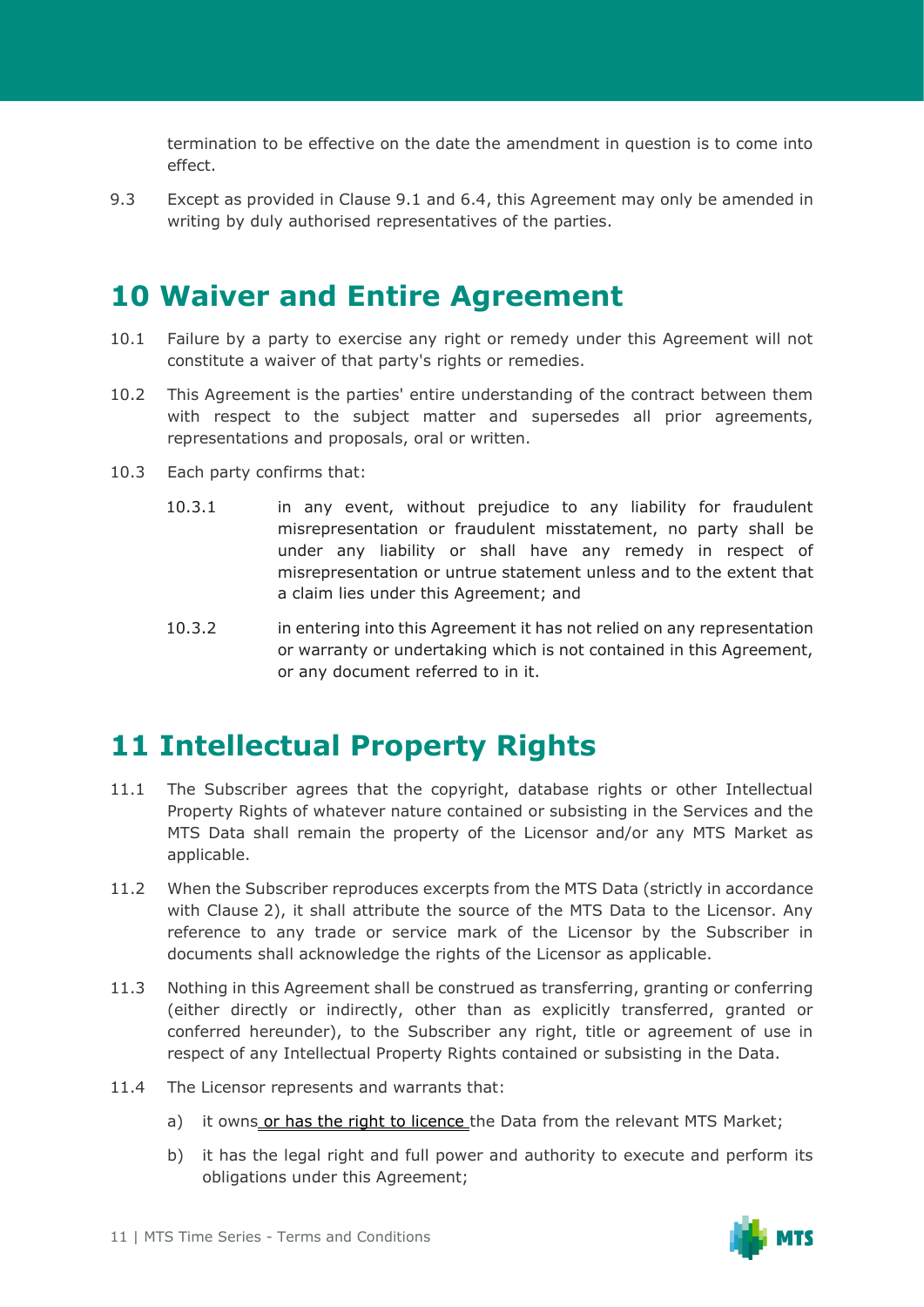termination to be effective on the date the amendment in question is to come into effect.

9.3 Except as provided in Clause 9.1 and 6.4, this Agreement may only be amended in writing by duly authorised representatives of the parties.

# 10 Waiver and Entire Agreement

10.1 Failure by a party to exercise any right or remedy under this Agreement will not constitute a waiver of that party's rights or remedies.

10.2 This Agreement is the parties' entire understanding of the contract between them with respect to the subject matter and supersedes all prior agreements, representations and proposals, oral or written.

10.3 Each party confirms that:

10.3.1 in any event, without prejudice to any liability for fraudulent misrepresentation or fraudulent misstatement, no party shall be under any liability or shall have any remedy in respect of misrepresentation or untrue statement unless and to the extent that a claim lies under this Agreement; and

10.3.2 in entering into this Agreement it has not relied on any representation or warranty or undertaking which is not contained in this Agreement, or any document referred to in it.

# 11 Intellectual Property Rights

11.1 The Subscriber agrees that the copyright, database rights or other Intellectual Property Rights of whatever nature contained or subsisting in the Services and the MTS Data shall remain the property of the Licensor and/or any MTS Market as applicable.

11.2 When the Subscriber reproduces excerpts from the MTS Data (strictly in accordance with Clause 2), it shall attribute the source of the MTS Data to the Licensor. Any reference to any trade or service mark of the Licensor by the Subscriber in documents shall acknowledge the rights of the Licensor as applicable.

11.3 Nothing in this Agreement shall be construed as transferring, granting or conferring (either directly or indirectly, other than as explicitly transferred, granted or conferred hereunder), to the Subscriber any right, title or agreement of use in respect of any Intellectual Property Rights contained or subsisting in the Data.

11.4 The Licensor represents and warrants that:

a) it owns or has the right to licence the Data from the relevant MTS Market;

b) it has the legal right and full power and authority to execute and perform its obligations under this Agreement;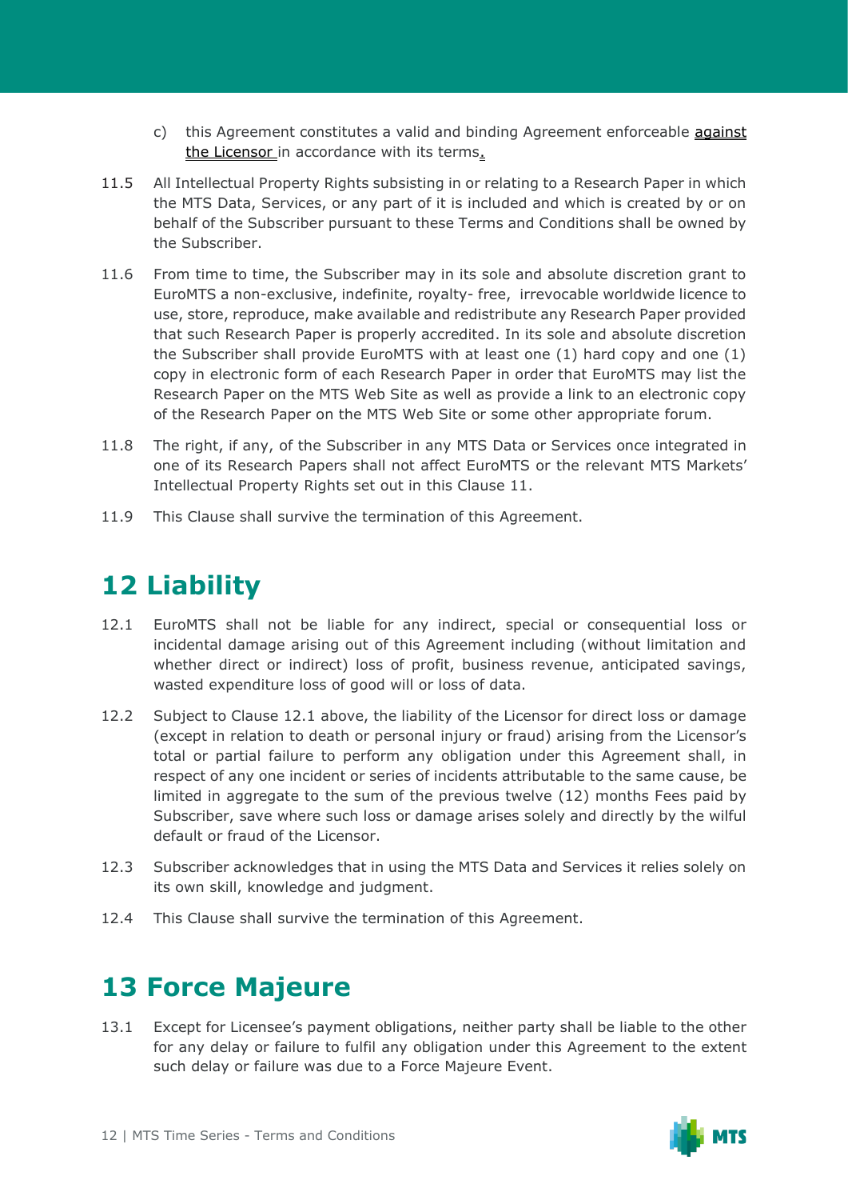c) this Agreement constitutes a valid and binding Agreement enforceable against the Licensor in accordance with its terms.

11.5 All Intellectual Property Rights subsisting in or relating to a Research Paper in which the MTS Data, Services, or any part of it is included and which is created by or on behalf of the Subscriber pursuant to these Terms and Conditions shall be owned by the Subscriber.

11.6 From time to time, the Subscriber may in its sole and absolute discretion grant to EuroMTS a non-exclusive, indefinite, royalty- free, irrevocable worldwide licence to use, store, reproduce, make available and redistribute any Research Paper provided that such Research Paper is properly accredited. In its sole and absolute discretion the Subscriber shall provide EuroMTS with at least one (1) hard copy and one (1) copy in electronic form of each Research Paper in order that EuroMTS may list the Research Paper on the MTS Web Site as well as provide a link to an electronic copy of the Research Paper on the MTS Web Site or some other appropriate forum.

11.8 The right, if any, of the Subscriber in any MTS Data or Services once integrated in one of its Research Papers shall not affect EuroMTS or the relevant MTS Markets' Intellectual Property Rights set out in this Clause 11.

11.9 This Clause shall survive the termination of this Agreement.

# 12 Liability

12.1 EuroMTS shall not be liable for any indirect, special or consequential loss or incidental damage arising out of this Agreement including (without limitation and whether direct or indirect) loss of profit, business revenue, anticipated savings, wasted expenditure loss of good will or loss of data.

12.2 Subject to Clause 12.1 above, the liability of the Licensor for direct loss or damage (except in relation to death or personal injury or fraud) arising from the Licensor's total or partial failure to perform any obligation under this Agreement shall, in respect of any one incident or series of incidents attributable to the same cause, be limited in aggregate to the sum of the previous twelve (12) months Fees paid by Subscriber, save where such loss or damage arises solely and directly by the wilful default or fraud of the Licensor.

12.3 Subscriber acknowledges that in using the MTS Data and Services it relies solely on its own skill, knowledge and judgment.

12.4 This Clause shall survive the termination of this Agreement.

# 13 Force Majeure

13.1 Except for Licensee's payment obligations, neither party shall be liable to the other for any delay or failure to fulfil any obligation under this Agreement to the extent such delay or failure was due to a Force Majeure Event.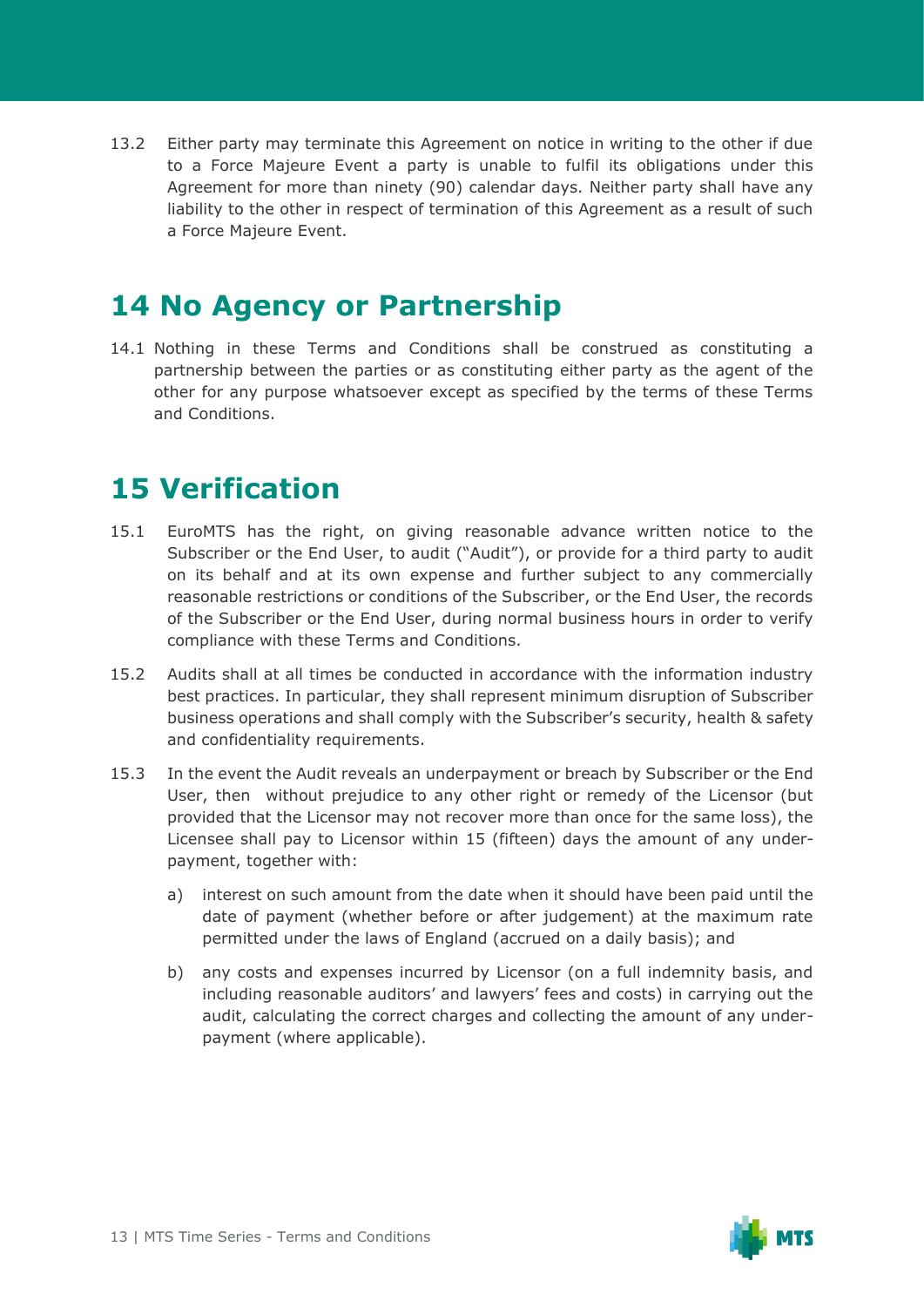13.2 Either party may terminate this Agreement on notice in writing to the other if due to a Force Majeure Event a party is unable to fulfil its obligations under this Agreement for more than ninety (90) calendar days. Neither party shall have any liability to the other in respect of termination of this Agreement as a result of such a Force Majeure Event.

# 14 No Agency or Partnership

14.1 Nothing in these Terms and Conditions shall be construed as constituting a partnership between the parties or as constituting either party as the agent of the other for any purpose whatsoever except as specified by the terms of these Terms and Conditions.

# 15 Verification

15.1 EuroMTS has the right, on giving reasonable advance written notice to the Subscriber or the End User, to audit ("Audit"), or provide for a third party to audit on its behalf and at its own expense and further subject to any commercially reasonable restrictions or conditions of the Subscriber, or the End User, the records of the Subscriber or the End User, during normal business hours in order to verify compliance with these Terms and Conditions.

15.2 Audits shall at all times be conducted in accordance with the information industry best practices. In particular, they shall represent minimum disruption of Subscriber business operations and shall comply with the Subscriber's security, health & safety and confidentiality requirements.

15.3 In the event the Audit reveals an underpayment or breach by Subscriber or the End User, then without prejudice to any other right or remedy of the Licensor (but provided that the Licensor may not recover more than once for the same loss), the Licensee shall pay to Licensor within 15 (fifteen) days the amount of any under-payment, together with:

a) interest on such amount from the date when it should have been paid until the date of payment (whether before or after judgement) at the maximum rate permitted under the laws of England (accrued on a daily basis); and

b) any costs and expenses incurred by Licensor (on a full indemnity basis, and including reasonable auditors' and lawyers' fees and costs) in carrying out the audit, calculating the correct charges and collecting the amount of any under-payment (where applicable).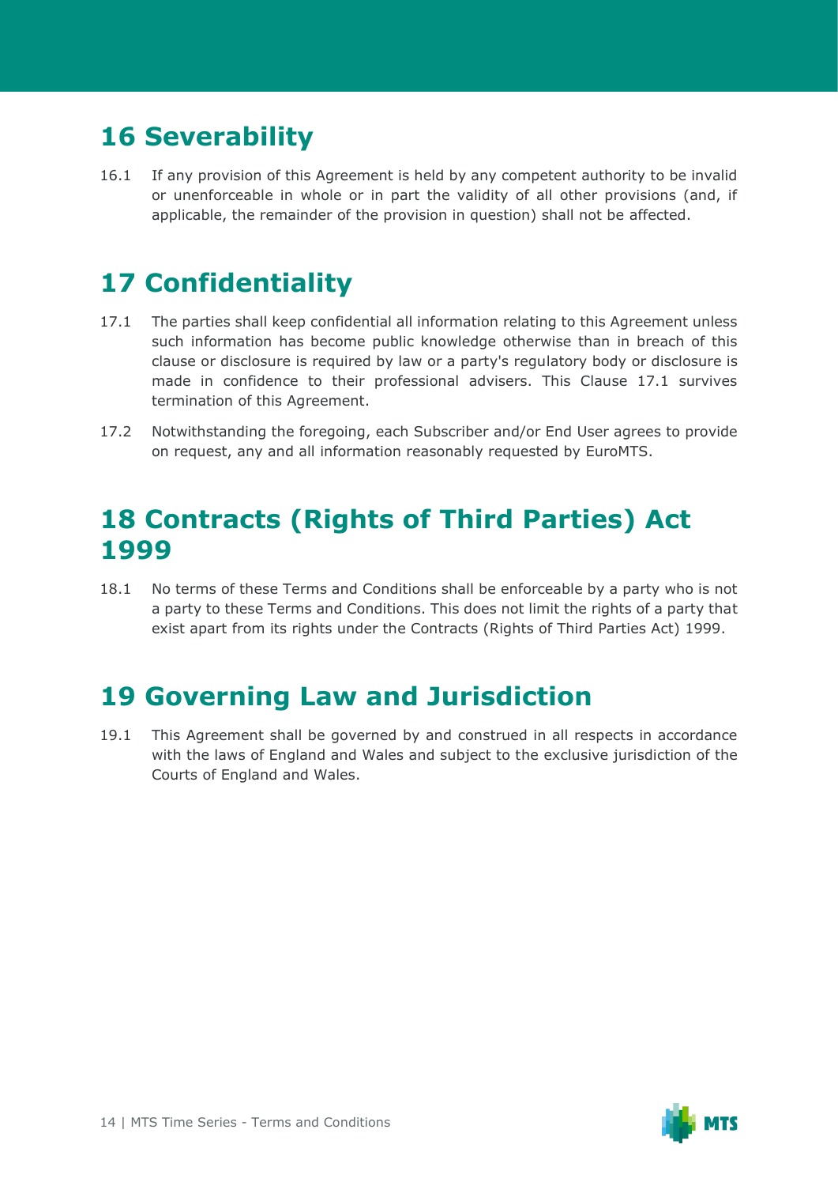# 16 Severability

16.1 If any provision of this Agreement is held by any competent authority to be invalid or unenforceable in whole or in part the validity of all other provisions (and, if applicable, the remainder of the provision in question) shall not be affected.

# 17 Confidentiality

17.1 The parties shall keep confidential all information relating to this Agreement unless such information has become public knowledge otherwise than in breach of this clause or disclosure is required by law or a party's regulatory body or disclosure is made in confidence to their professional advisers. This Clause 17.1 survives termination of this Agreement.

17.2 Notwithstanding the foregoing, each Subscriber and/or End User agrees to provide on request, any and all information reasonably requested by EuroMTS.

# 18 Contracts (Rights of Third Parties) Act 1999

18.1 No terms of these Terms and Conditions shall be enforceable by a party who is not a party to these Terms and Conditions. This does not limit the rights of a party that exist apart from its rights under the Contracts (Rights of Third Parties Act) 1999.

# 19 Governing Law and Jurisdiction

19.1 This Agreement shall be governed by and construed in all respects in accordance with the laws of England and Wales and subject to the exclusive jurisdiction of the Courts of England and Wales.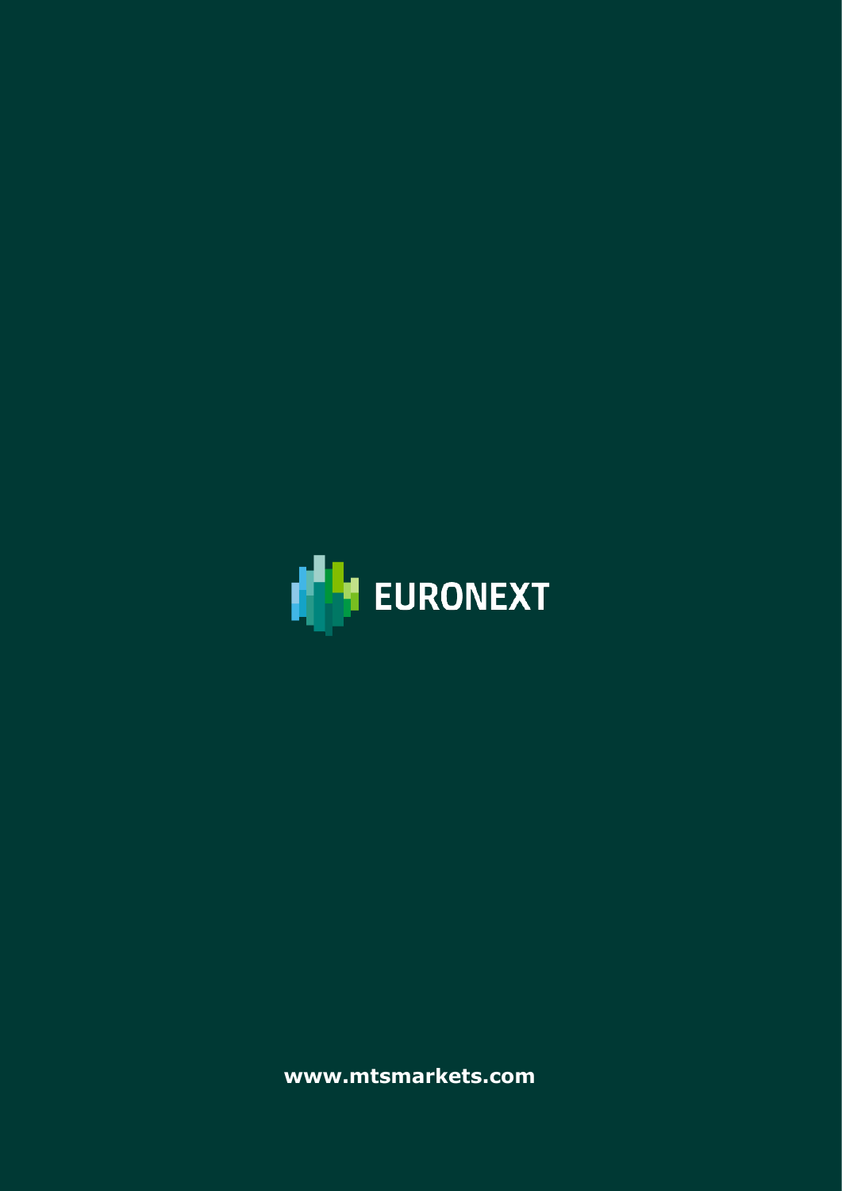EURONEXT

**www.mtsmarkets.com**